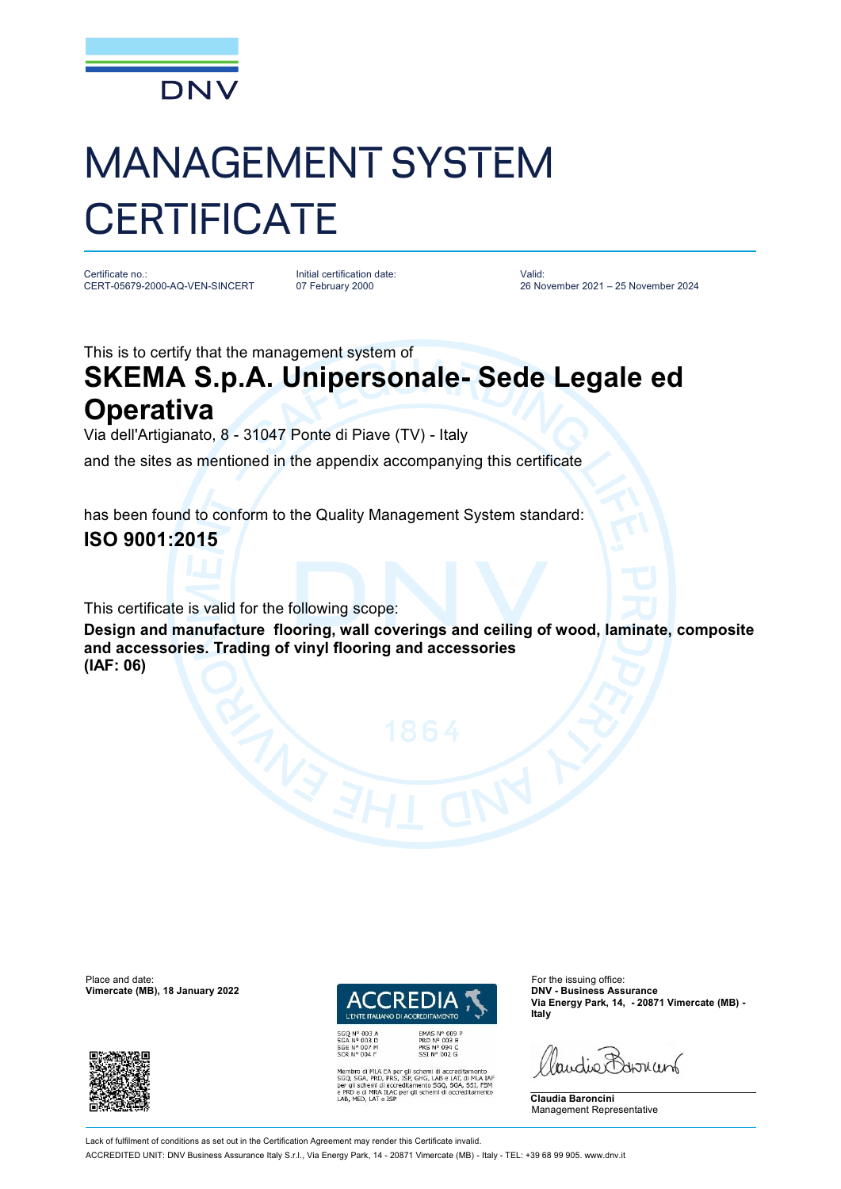DNV

# MANAGEMENT SYSTEM CERTIFICATE

| Certificate no.: | Initial certification date: | Valid: |
|---|---|---|
| CERT-05679-2000-AQ-VEN-SINCERT | 07 February 2000 | 26 November 2021 – 25 November 2024 |

This is to certify that the management system of

## SKEMA S.p.A. Unipersonale- Sede Legale ed Operativa

Via dell'Artigianato, 8 - 31047 Ponte di Piave (TV) - Italy

and the sites as mentioned in the appendix accompanying this certificate

has been found to conform to the Quality Management System standard:

**ISO 9001:2015**

This certificate is valid for the following scope:

**Design and manufacture flooring, wall coverings and ceiling of wood, laminate, composite and accessories. Trading of vinyl flooring and accessories**
**(IAF: 06)**

Place and date:
**Vimercate (MB), 18 January 2022**

ACCREDIA
L'ENTE ITALIANO DI ACCREDITAMENTO

SGQ N° 003 A
SGA N° 003 D
SGE N° 007 M
SCR N° 004 F
EMAS N° 009 P
PRD N° 003 B
PRS N° 094 C
SSI N° 002 G

Membro di MLA EA per gli schemi di accreditamento SGQ, SGA, PRD, PRS, ISP, GHG, LAB e LAT, di MLA IAF per gli schemi di accreditamento SGQ, SGA, SSI, FSM e PRD e di MRA ILAC per gli schemi di accreditamento LAB, MED, LAT e ISP

For the issuing office:
**DNV - Business Assurance**
**Via Energy Park, 14, - 20871 Vimercate (MB) - Italy**

**Claudia Baroncini**
Management Representative

Lack of fulfilment of conditions as set out in the Certification Agreement may render this Certificate invalid.

ACCREDITED UNIT: DNV Business Assurance Italy S.r.l., Via Energy Park, 14 - 20871 Vimercate (MB) - Italy - TEL: +39 68 99 905. www.dnv.it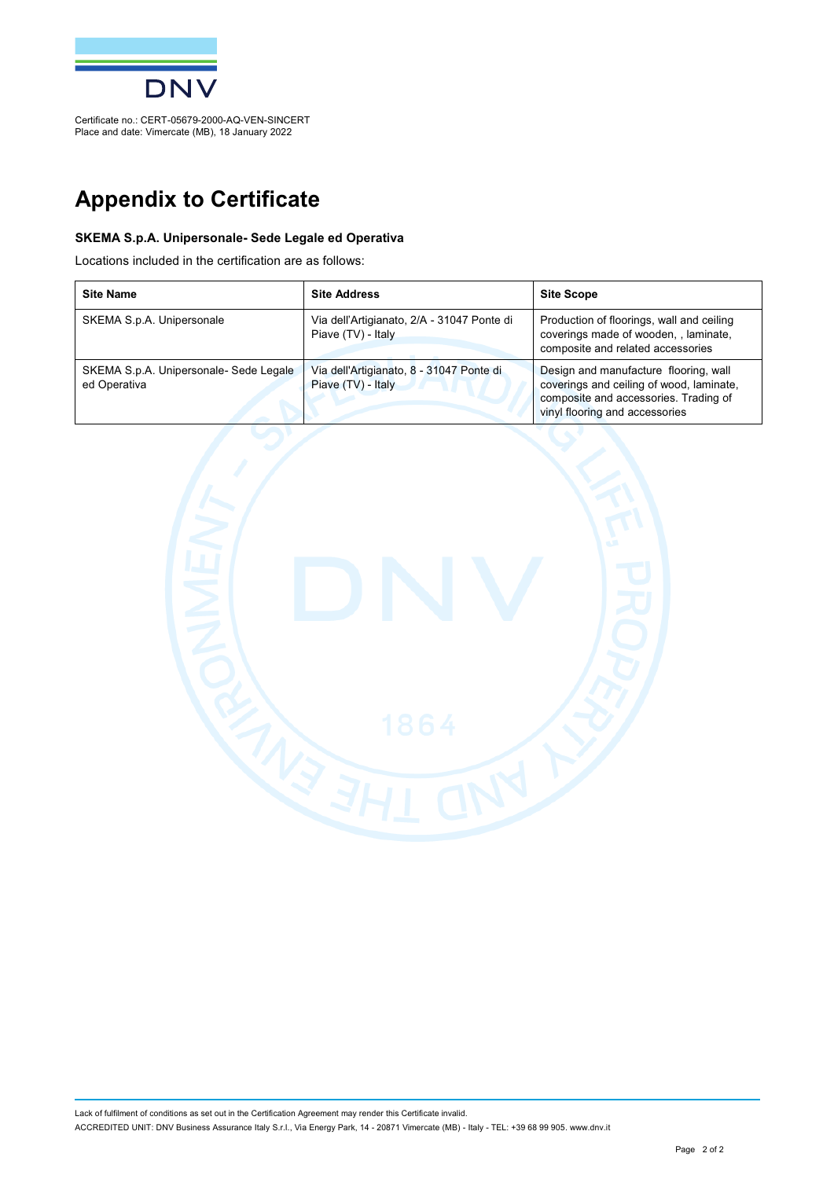Certificate no.: CERT-05679-2000-AQ-VEN-SINCERT
Place and date: Vimercate (MB), 18 January 2022

# Appendix to Certificate

### SKEMA S.p.A. Unipersonale- Sede Legale ed Operativa

Locations included in the certification are as follows:

| Site Name | Site Address | Site Scope |
|---|---|---|
| SKEMA S.p.A. Unipersonale | Via dell'Artigianato, 2/A - 31047 Ponte di Piave (TV) - Italy | Production of floorings, wall and ceiling coverings made of wooden, , laminate, composite and related accessories |
| SKEMA S.p.A. Unipersonale- Sede Legale ed Operativa | Via dell'Artigianato, 8 - 31047 Ponte di Piave (TV) - Italy | Design and manufacture flooring, wall coverings and ceiling of wood, laminate, composite and accessories. Trading of vinyl flooring and accessories |

Lack of fulfilment of conditions as set out in the Certification Agreement may render this Certificate invalid.

ACCREDITED UNIT: DNV Business Assurance Italy S.r.l., Via Energy Park, 14 - 20871 Vimercate (MB) - Italy - TEL: +39 68 99 905. www.dnv.it